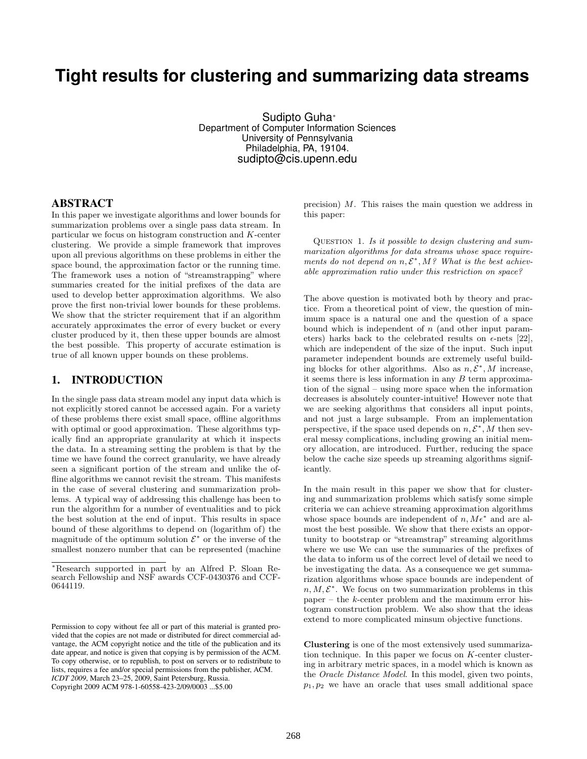# Tight results for clustering and summarizing data streams

Sudipto Guha*
Department of Computer Information Sciences
University of Pennsylvania
Philadelphia, PA, 19104.
sudipto@cis.upenn.edu

## ABSTRACT

In this paper we investigate algorithms and lower bounds for summarization problems over a single pass data stream. In particular we focus on histogram construction and $K$-center clustering. We provide a simple framework that improves upon all previous algorithms on these problems in either the space bound, the approximation factor or the running time. The framework uses a notion of "streamstrapping" where summaries created for the initial prefixes of the data are used to develop better approximation algorithms. We also prove the first non-trivial lower bounds for these problems. We show that the stricter requirement that if an algorithm accurately approximates the error of every bucket or every cluster produced by it, then these upper bounds are almost the best possible. This property of accurate estimation is true of all known upper bounds on these problems.

## 1. INTRODUCTION

In the single pass data stream model any input data which is not explicitly stored cannot be accessed again. For a variety of these problems there exist small space, offline algorithms with optimal or good approximation. These algorithms typically find an appropriate granularity at which it inspects the data. In a streaming setting the problem is that by the time we have found the correct granularity, we have already seen a significant portion of the stream and unlike the offline algorithms we cannot revisit the stream. This manifests in the case of several clustering and summarization problems. A typical way of addressing this challenge has been to run the algorithm for a number of eventualities and to pick the best solution at the end of input. This results in space bound of these algorithms to depend on (logarithm of) the magnitude of the optimum solution $\mathcal{E}^*$ or the inverse of the smallest nonzero number that can be represented (machine precision) $M$. This raises the main question we address in this paper:

Question 1. *Is it possible to design clustering and summarization algorithms for data streams whose space requirements do not depend on $n, \mathcal{E}^*, M$? What is the best achievable approximation ratio under this restriction on space?*

The above question is motivated both by theory and practice. From a theoretical point of view, the question of minimum space is a natural one and the question of a space bound which is independent of $n$ (and other input parameters) harks back to the celebrated results on $\epsilon$-nets [22], which are independent of the size of the input. Such input parameter independent bounds are extremely useful building blocks for other algorithms. Also as $n, \mathcal{E}^*, M$ increase, it seems there is less information in any $B$ term approximation of the signal – using more space when the information decreases is absolutely counter-intuitive! However note that we are seeking algorithms that considers all input points, and not just a large subsample. From an implementation perspective, if the space used depends on $n, \mathcal{E}^*, M$ then several messy complications, including growing an initial memory allocation, are introduced. Further, reducing the space below the cache size speeds up streaming algorithms significantly.

In the main result in this paper we show that for clustering and summarization problems which satisfy some simple criteria we can achieve streaming approximation algorithms whose space bounds are independent of $n, M\epsilon^*$ and are almost the best possible. We show that there exists an opportunity to bootstrap or "streamstrap" streaming algorithms where we use We can use the summaries of the prefixes of the data to inform us of the correct level of detail we need to be investigating the data. As a consequence we get summarization algorithms whose space bounds are independent of $n, M, \mathcal{E}^*$. We focus on two summarization problems in this paper – the $k$-center problem and the maximum error histogram construction problem. We also show that the ideas extend to more complicated minsum objective functions.

**Clustering** is one of the most extensively used summarization technique. In this paper we focus on $K$-center clustering in arbitrary metric spaces, in a model which is known as the *Oracle Distance Model*. In this model, given two points, $p_1, p_2$ we have an oracle that uses small additional space

*Research supported in part by an Alfred P. Sloan Research Fellowship and NSF awards CCF-0430376 and CCF-0644119.

Permission to copy without fee all or part of this material is granted provided that the copies are not made or distributed for direct commercial advantage, the ACM copyright notice and the title of the publication and its date appear, and notice is given that copying is by permission of the ACM. To copy otherwise, or to republish, to post on servers or to redistribute to lists, requires a fee and/or special permissions from the publisher, ACM. *ICDT 2009*, March 23–25, 2009, Saint Petersburg, Russia.
Copyright 2009 ACM 978-1-60558-423-2/09/0003 ...$5.00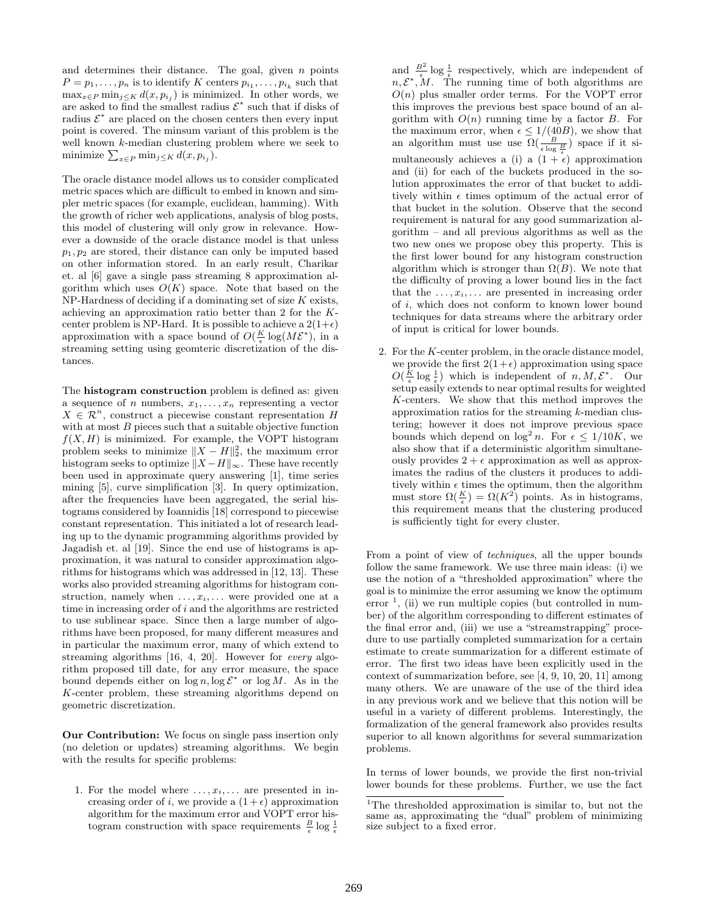and determines their distance. The goal, given $n$ points $P = p_1, \ldots, p_n$ is to identify $K$ centers $p_{i_1}, \ldots, p_{i_k}$ such that $\max_{x \in P} \min_{j \le K} d(x, p_{i_j})$ is minimized. In other words, we are asked to find the smallest radius $\mathcal{E}^*$ such that if disks of radius $\mathcal{E}^*$ are placed on the chosen centers then every input point is covered. The minsum variant of this problem is the well known $k$-median clustering problem where we seek to minimize $\sum_{x \in P} \min_{j \le K} d(x, p_{i_j})$.

The oracle distance model allows us to consider complicated metric spaces which are difficult to embed in known and simpler metric spaces (for example, euclidean, hamming). With the growth of richer web applications, analysis of blog posts, this model of clustering will only grow in relevance. However a downside of the oracle distance model is that unless $p_1, p_2$ are stored, their distance can only be imputed based on other information stored. In an early result, Charikar et. al [6] gave a single pass streaming 8 approximation algorithm which uses $O(K)$ space. Note that based on the NP-Hardness of deciding if a dominating set of size $K$ exists, achieving an approximation ratio better than 2 for the $K$-center problem is NP-Hard. It is possible to achieve a $2(1+\epsilon)$ approximation with a space bound of $O(\frac{K}{\epsilon}\log(M\mathcal{E}^*)$, in a streaming setting using geomteric discretization of the distances.

The **histogram construction** problem is defined as: given a sequence of $n$ numbers, $x_1, \ldots, x_n$ representing a vector $X \in \mathcal{R}^n$, construct a piecewise constant representation $H$ with at most $B$ pieces such that a suitable objective function $f(X, H)$ is minimized. For example, the VOPT histogram problem seeks to minimize $\|X - H\|_2^2$, the maximum error histogram seeks to optimize $\|X - H\|_\infty$. These have recently been used in approximate query answering [1], time series mining [5], curve simplification [3]. In query optimization, after the frequencies have been aggregated, the serial histograms considered by Ioannidis [18] correspond to piecewise constant representation. This initiated a lot of research leading up to the dynamic programming algorithms provided by Jagadish et. al [19]. Since the end use of histograms is approximation, it was natural to consider approximation algorithms for histograms which was addressed in [12, 13]. These works also provided streaming algorithms for histogram construction, namely when $\ldots, x_i, \ldots$ were provided one at a time in increasing order of $i$ and the algorithms are restricted to use sublinear space. Since then a large number of algorithms have been proposed, for many different measures and in particular the maximum error, many of which extend to streaming algorithms [16, 4, 20]. However for *every* algorithm proposed till date, for any error measure, the space bound depends either on $\log n, \log \mathcal{E}^*$ or $\log M$. As in the $K$-center problem, these streaming algorithms depend on geometric discretization.

**Our Contribution:** We focus on single pass insertion only (no deletion or updates) streaming algorithms. We begin with the results for specific problems:

1. For the model where $\ldots, x_i, \ldots$ are presented in increasing order of $i$, we provide a $(1+\epsilon)$ approximation algorithm for the maximum error and VOPT error histogram construction with space requirements $\frac{B}{\epsilon}\log\frac{1}{\epsilon}$ and $\frac{B^2}{\epsilon}\log\frac{1}{\epsilon}$ respectively, which are independent of $n, \mathcal{E}^*, M$. The running time of both algorithms are $O(n)$ plus smaller order terms. For the VOPT error this improves the previous best space bound of an algorithm with $O(n)$ running time by a factor $B$. For the maximum error, when $\epsilon \le 1/(40B)$, we show that an algorithm must use use $\Omega(\frac{B}{\epsilon \log \frac{B}{\epsilon}})$ space if it simultaneously achieves a (i) a $(1+\epsilon)$ approximation and (ii) for each of the buckets produced in the solution approximates the error of that bucket to additively within $\epsilon$ times optimum of the actual error of that bucket in the solution. Observe that the second requirement is natural for any good summarization algorithm – and all previous algorithms as well as the two new ones we propose obey this property. This is the first lower bound for any histogram construction algorithm which is stronger than $\Omega(B)$. We note that the difficulty of proving a lower bound lies in the fact that the $\ldots, x_i, \ldots$ are presented in increasing order of $i$, which does not conform to known lower bound techniques for data streams where the arbitrary order of input is critical for lower bounds.

2. For the $K$-center problem, in the oracle distance model, we provide the first $2(1+\epsilon)$ approximation using space $O(\frac{K}{\epsilon}\log\frac{1}{\epsilon})$ which is independent of $n, M, \mathcal{E}^*$. Our setup easily extends to near optimal results for weighted $K$-centers. We show that this method improves the approximation ratios for the streaming $k$-median clustering; however it does not improve previous space bounds which depend on $\log^2 n$. For $\epsilon \le 1/10K$, we also show that if a deterministic algorithm simultaneously provides $2+\epsilon$ approximation as well as approximates the radius of the clusters it produces to additively within $\epsilon$ times the optimum, then the algorithm must store $\Omega(\frac{K}{\epsilon}) = \Omega(K^2)$ points. As in histograms, this requirement means that the clustering produced is sufficiently tight for every cluster.

From a point of view of *techniques*, all the upper bounds follow the same framework. We use three main ideas: (i) we use the notion of a "thresholded approximation" where the goal is to minimize the error assuming we know the optimum error [1], (ii) we run multiple copies (but controlled in number) of the algorithm corresponding to different estimates of the final error and, (iii) we use a "streamstrapping" procedure to use partially completed summarization for a certain estimate to create summarization for a different estimate of error. The first two ideas have been explicitly used in the context of summarization before, see [4, 9, 10, 20, 11] among many others. We are unaware of the use of the third idea in any previous work and we believe that this notion will be useful in a variety of different problems. Interestingly, the formalization of the general framework also provides results superior to all known algorithms for several summarization problems.

In terms of lower bounds, we provide the first non-trivial lower bounds for these problems. Further, we use the fact

[1] The thresholded approximation is similar to, but not the same as, approximating the "dual" problem of minimizing size subject to a fixed error.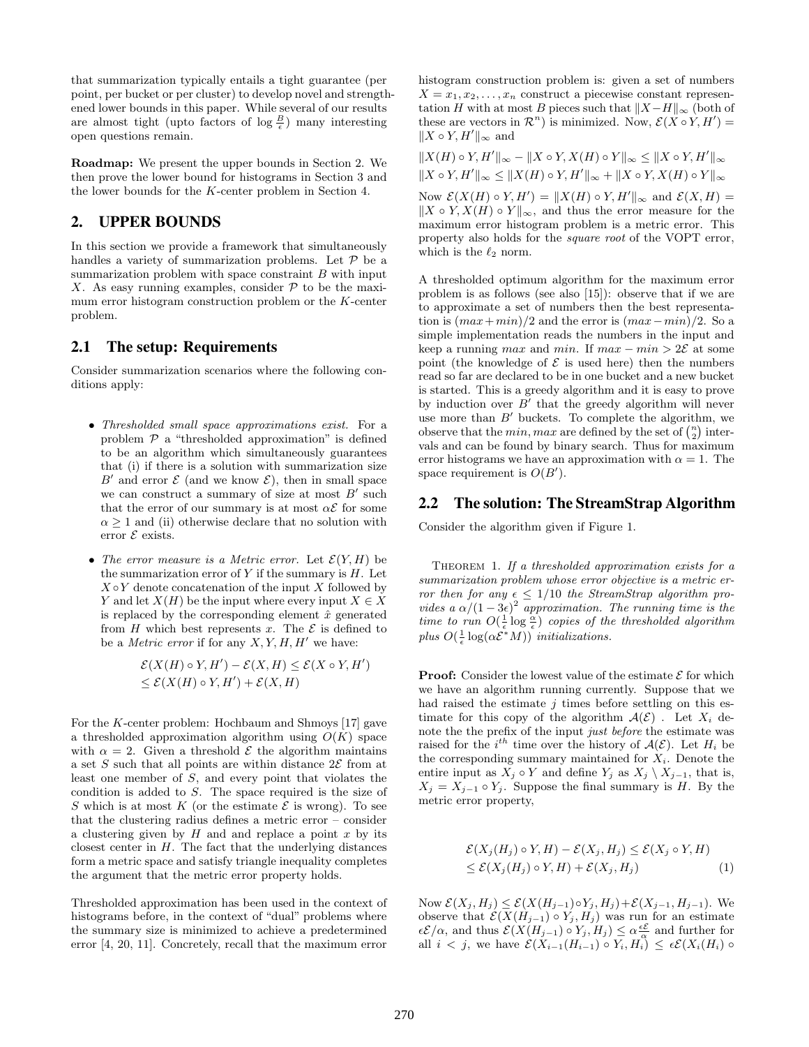that summarization typically entails a tight guarantee (per point, per bucket or per cluster) to develop novel and strengthened lower bounds in this paper. While several of our results are almost tight (upto factors of $\log \frac{B}{\epsilon}$) many interesting open questions remain.

**Roadmap:** We present the upper bounds in Section 2. We then prove the lower bound for histograms in Section 3 and the lower bounds for the $K$-center problem in Section 4.

## 2. UPPER BOUNDS

In this section we provide a framework that simultaneously handles a variety of summarization problems. Let $\mathcal{P}$ be a summarization problem with space constraint $B$ with input $X$. As easy running examples, consider $\mathcal{P}$ to be the maximum error histogram construction problem or the $K$-center problem.

### 2.1 The setup: Requirements

Consider summarization scenarios where the following conditions apply:

- *Thresholded small space approximations exist.* For a problem $\mathcal{P}$ a "thresholded approximation" is defined to be an algorithm which simultaneously guarantees that (i) if there is a solution with summarization size $B'$ and error $\mathcal{E}$ (and we know $\mathcal{E}$), then in small space we can construct a summary of size at most $B'$ such that the error of our summary is at most $\alpha\mathcal{E}$ for some $\alpha \geq 1$ and (ii) otherwise declare that no solution with error $\mathcal{E}$ exists.

- *The error measure is a Metric error.* Let $\mathcal{E}(Y,H)$ be the summarization error of $Y$ if the summary is $H$. Let $X \circ Y$ denote concatenation of the input $X$ followed by $Y$ and let $X(H)$ be the input where every input $X \in X$ is replaced by the corresponding element $\hat{x}$ generated from $H$ which best represents $x$. The $\mathcal{E}$ is defined to be a *Metric error* if for any $X, Y, H, H'$ we have:

$$\mathcal{E}(X(H) \circ Y, H') - \mathcal{E}(X,H) \leq \mathcal{E}(X \circ Y, H') \leq \mathcal{E}(X(H) \circ Y, H') + \mathcal{E}(X,H)$$

For the $K$-center problem: Hochbaum and Shmoys [17] gave a thresholded approximation algorithm using $O(K)$ space with $\alpha = 2$. Given a threshold $\mathcal{E}$ the algorithm maintains a set $S$ such that all points are within distance $2\mathcal{E}$ from at least one member of $S$, and every point that violates the condition is added to $S$. The space required is the size of $S$ which is at most $K$ (or the estimate $\mathcal{E}$ is wrong). To see that the clustering radius defines a metric error – consider a clustering given by $H$ and and replace a point $x$ by its closest center in $H$. The fact that the underlying distances form a metric space and satisfy triangle inequality completes the argument that the metric error property holds.

Thresholded approximation has been used in the context of histograms before, in the context of "dual" problems where the summary size is minimized to achieve a predetermined error [4, 20, 11]. Concretely, recall that the maximum error histogram construction problem is: given a set of numbers $X = x_1, x_2, \ldots, x_n$ construct a piecewise constant representation $H$ with at most $B$ pieces such that $\|X - H\|_\infty$ (both of these are vectors in $\mathcal{R}^n$) is minimized. Now, $\mathcal{E}(X \circ Y, H') = \|X \circ Y, H'\|_\infty$ and

$$\|X(H) \circ Y, H'\|_\infty - \|X \circ Y, X(H) \circ Y\|_\infty \leq \|X \circ Y, H'\|_\infty$$
$$\|X \circ Y, H'\|_\infty \leq \|X(H) \circ Y, H'\|_\infty + \|X \circ Y, X(H) \circ Y\|_\infty$$

Now $\mathcal{E}(X(H) \circ Y, H') = \|X(H) \circ Y, H'\|_\infty$ and $\mathcal{E}(X,H) = \|X \circ Y, X(H) \circ Y\|_\infty$, and thus the error measure for the maximum error histogram problem is a metric error. This property also holds for the *square root* of the VOPT error, which is the $\ell_2$ norm.

A thresholded optimum algorithm for the maximum error problem is as follows (see also [15]): observe that if we are to approximate a set of numbers then the best representation is $(max + min)/2$ and the error is $(max - min)/2$. So a simple implementation reads the numbers in the input and keep a running $max$ and $min$. If $max - min > 2\mathcal{E}$ at some point (the knowledge of $\mathcal{E}$ is used here) then the numbers read so far are declared to be in one bucket and a new bucket is started. This is a greedy algorithm and it is easy to prove by induction over $B'$ that the greedy algorithm will never use more than $B'$ buckets. To complete the algorithm, we observe that the $min, max$ are defined by the set of $\binom{n}{2}$ intervals and can be found by binary search. Thus for maximum error histograms we have an approximation with $\alpha = 1$. The space requirement is $O(B')$.

### 2.2 The solution: The StreamStrap Algorithm

Consider the algorithm given if Figure 1.

THEOREM 1. *If a thresholded approximation exists for a summarization problem whose error objective is a metric error then for any $\epsilon \leq 1/10$ the StreamStrap algorithm provides a $\alpha/(1-3\epsilon)^2$ approximation. The running time is the time to run $O(\frac{1}{\epsilon}\log\frac{\alpha}{\epsilon})$ copies of the thresholded algorithm plus $O(\frac{1}{\epsilon}\log(\alpha\mathcal{E}^* M))$ initializations.*

**Proof:** Consider the lowest value of the estimate $\mathcal{E}$ for which we have an algorithm running currently. Suppose that we had raised the estimate $j$ times before settling on this estimate for this copy of the algorithm $\mathcal{A}(\mathcal{E})$ . Let $X_i$ denote the the prefix of the input *just before* the estimate was raised for the $i^{th}$ time over the history of $\mathcal{A}(\mathcal{E})$. Let $H_i$ be the corresponding summary maintained for $X_i$. Denote the entire input as $X_j \circ Y$ and define $Y_j$ as $X_j \setminus X_{j-1}$, that is, $X_j = X_{j-1} \circ Y_j$. Suppose the final summary is $H$. By the metric error property,

$$\mathcal{E}(X_j(H_j) \circ Y, H) - \mathcal{E}(X_j, H_j) \leq \mathcal{E}(X_j \circ Y, H) \leq \mathcal{E}(X_j(H_j) \circ Y, H) + \mathcal{E}(X_j, H_j) \quad (1)$$

Now $\mathcal{E}(X_j, H_j) \leq \mathcal{E}(X(H_{j-1}) \circ Y_j, H_j) + \mathcal{E}(X_{j-1}, H_{j-1})$. We observe that $\mathcal{E}(X(H_{j-1}) \circ Y_j, H_j)$ was run for an estimate $\epsilon\mathcal{E}/\alpha$, and thus $\mathcal{E}(X(H_{j-1}) \circ Y_j, H_j) \leq \alpha\frac{\epsilon\mathcal{E}}{\alpha}$ and further for all $i < j$, we have $\mathcal{E}(X_{i-1}(H_{i-1}) \circ Y_i, H_i) \leq \epsilon\mathcal{E}(X_i(H_i) \circ$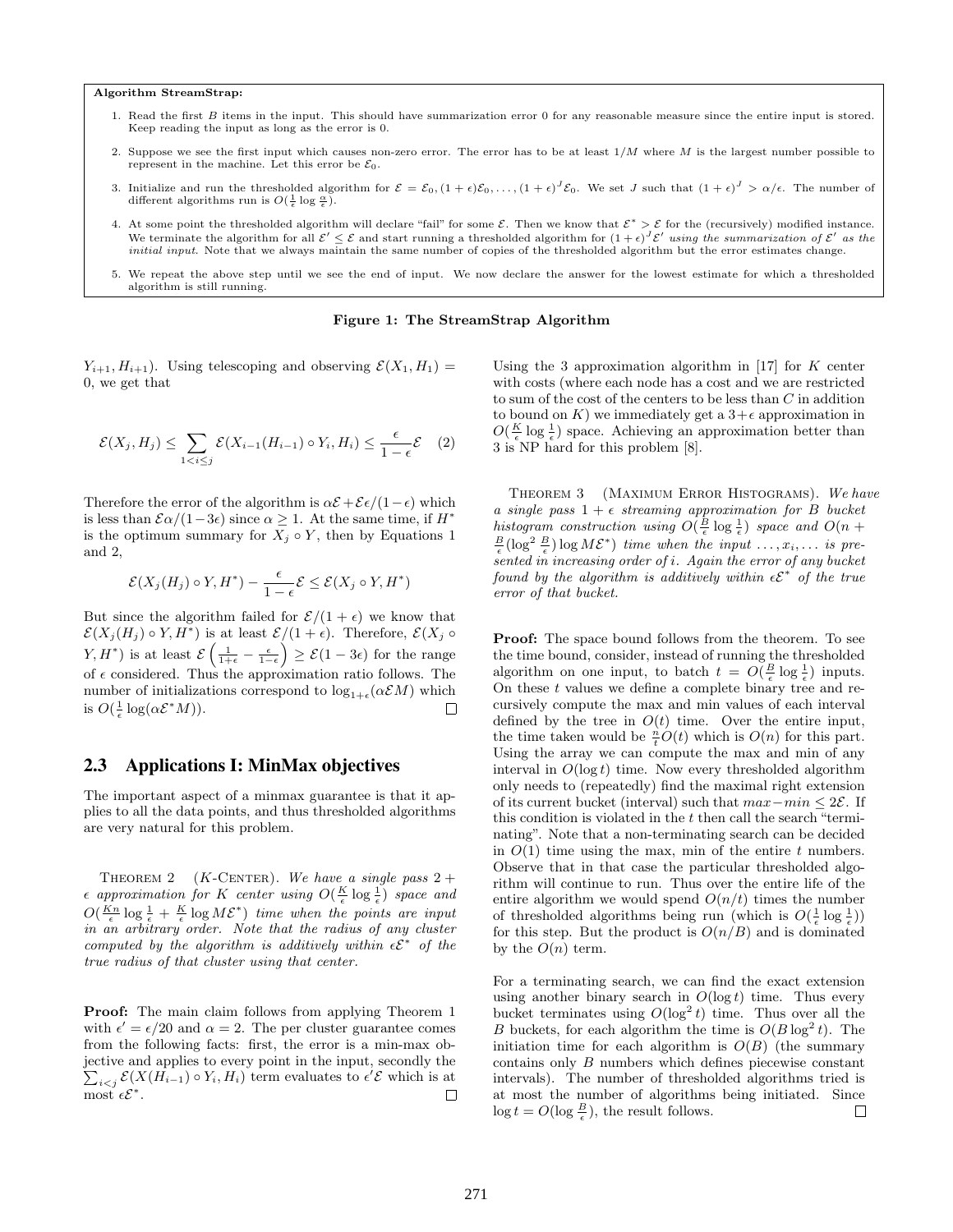**Algorithm StreamStrap:**

1. Read the first $B$ items in the input. This should have summarization error 0 for any reasonable measure since the entire input is stored. Keep reading the input as long as the error is 0.
2. Suppose we see the first input which causes non-zero error. The error has to be at least $1/M$ where $M$ is the largest number possible to represent in the machine. Let this error be $\mathcal{E}_0$.
3. Initialize and run the thresholded algorithm for $\mathcal{E} = \mathcal{E}_0, (1+\epsilon)\mathcal{E}_0, \ldots, (1+\epsilon)^J\mathcal{E}_0$. We set $J$ such that $(1+\epsilon)^J > \alpha/\epsilon$. The number of different algorithms run is $O(\frac{1}{\epsilon}\log\frac{\alpha}{\epsilon})$.
4. At some point the thresholded algorithm will declare "fail" for some $\mathcal{E}$. Then we know that $\mathcal{E}^* > \mathcal{E}$ for the (recursively) modified instance. We terminate the algorithm for all $\mathcal{E}' \leq \mathcal{E}$ and start running a thresholded algorithm for $(1+\epsilon)^J\mathcal{E}'$ *using the summarization of* $\mathcal{E}'$ *as the initial input.* Note that we always maintain the same number of copies of the thresholded algorithm but the error estimates change.
5. We repeat the above step until we see the end of input. We now declare the answer for the lowest estimate for which a thresholded algorithm is still running.

**Figure 1: The StreamStrap Algorithm**

$Y_{i+1}, H_{i+1})$. Using telescoping and observing $\mathcal{E}(X_1, H_1) = 0$, we get that

$$\mathcal{E}(X_j, H_j) \leq \sum_{1<i\leq j} \mathcal{E}(X_{i-1}(H_{i-1}) \circ Y_i, H_i) \leq \frac{\epsilon}{1-\epsilon}\mathcal{E} \quad (2)$$

Therefore the error of the algorithm is $\alpha\mathcal{E} + \mathcal{E}\epsilon/(1-\epsilon)$ which is less than $\mathcal{E}\alpha/(1-3\epsilon)$ since $\alpha \geq 1$. At the same time, if $H^*$ is the optimum summary for $X_j \circ Y$, then by Equations 1 and 2,

$$\mathcal{E}(X_j(H_j) \circ Y, H^*) - \frac{\epsilon}{1-\epsilon}\mathcal{E} \leq \mathcal{E}(X_j \circ Y, H^*)$$

But since the algorithm failed for $\mathcal{E}/(1+\epsilon)$ we know that $\mathcal{E}(X_j(H_j) \circ Y, H^*)$ is at least $\mathcal{E}/(1+\epsilon)$. Therefore, $\mathcal{E}(X_j \circ Y, H^*)$ is at least $\mathcal{E}\left(\frac{1}{1+\epsilon} - \frac{\epsilon}{1-\epsilon}\right) \geq \mathcal{E}(1-3\epsilon)$ for the range of $\epsilon$ considered. Thus the approximation ratio follows. The number of initializations correspond to $\log_{1+\epsilon}(\alpha\mathcal{E}M)$ which is $O(\frac{1}{\epsilon}\log(\alpha\mathcal{E}^*M))$. □

## 2.3 Applications I: MinMax objectives

The important aspect of a minmax guarantee is that it applies to all the data points, and thus thresholded algorithms are very natural for this problem.

Theorem 2 ($K$-Center). *We have a single pass $2+\epsilon$ approximation for $K$ center using $O(\frac{K}{\epsilon}\log\frac{1}{\epsilon})$ space and $O(\frac{Kn}{\epsilon}\log\frac{1}{\epsilon} + \frac{K}{\epsilon}\log M\mathcal{E}^*)$ time when the points are input in an arbitrary order. Note that the radius of any cluster computed by the algorithm is additively within $\epsilon\mathcal{E}^*$ of the true radius of that cluster using that center.*

**Proof:** The main claim follows from applying Theorem 1 with $\epsilon' = \epsilon/20$ and $\alpha = 2$. The per cluster guarantee comes from the following facts: first, the error is a min-max objective and applies to every point in the input, secondly the $\sum_{i<j}\mathcal{E}(X(H_{i-1}) \circ Y_i, H_i)$ term evaluates to $\epsilon'\mathcal{E}$ which is at most $\epsilon\mathcal{E}^*$. □

Using the 3 approximation algorithm in [17] for $K$ center with costs (where each node has a cost and we are restricted to sum of the cost of the centers to be less than $C$ in addition to bound on $K$) we immediately get a $3+\epsilon$ approximation in $O(\frac{K}{\epsilon}\log\frac{1}{\epsilon})$ space. Achieving an approximation better than 3 is NP hard for this problem [8].

Theorem 3 (Maximum Error Histograms). *We have a single pass $1+\epsilon$ streaming approximation for $B$ bucket histogram construction using $O(\frac{B}{\epsilon}\log\frac{1}{\epsilon})$ space and $O(n + \frac{B}{\epsilon}(\log^2\frac{B}{\epsilon})\log M\mathcal{E}^*)$ time when the input $\ldots, x_i, \ldots$ is presented in increasing order of $i$. Again the error of any bucket found by the algorithm is additively within $\epsilon\mathcal{E}^*$ of the true error of that bucket.*

**Proof:** The space bound follows from the theorem. To see the time bound, consider, instead of running the thresholded algorithm on one input, to batch $t = O(\frac{B}{\epsilon}\log\frac{1}{\epsilon})$ inputs. On these $t$ values we define a complete binary tree and recursively compute the max and min values of each interval defined by the tree in $O(t)$ time. Over the entire input, the time taken would be $\frac{n}{t}O(t)$ which is $O(n)$ for this part. Using the array we can compute the max and min of any interval in $O(\log t)$ time. Now every thresholded algorithm only needs to (repeatedly) find the maximal right extension of its current bucket (interval) such that $max - min \leq 2\mathcal{E}$. If this condition is violated in the $t$ then call the search "terminating". Note that a non-terminating search can be decided in $O(1)$ time using the max, min of the entire $t$ numbers. Observe that in that case the particular thresholded algorithm will continue to run. Thus over the entire life of the entire algorithm we would spend $O(n/t)$ times the number of thresholded algorithms being run (which is $O(\frac{1}{\epsilon}\log\frac{1}{\epsilon})$) for this step. But the product is $O(n/B)$ and is dominated by the $O(n)$ term.

For a terminating search, we can find the exact extension using another binary search in $O(\log t)$ time. Thus every bucket terminates using $O(\log^2 t)$ time. Thus over all the $B$ buckets, for each algorithm the time is $O(B\log^2 t)$. The initiation time for each algorithm is $O(B)$ (the summary contains only $B$ numbers which defines piecewise constant intervals). The number of thresholded algorithms tried is at most the number of algorithms being initiated. Since $\log t = O(\log\frac{B}{\epsilon})$, the result follows. □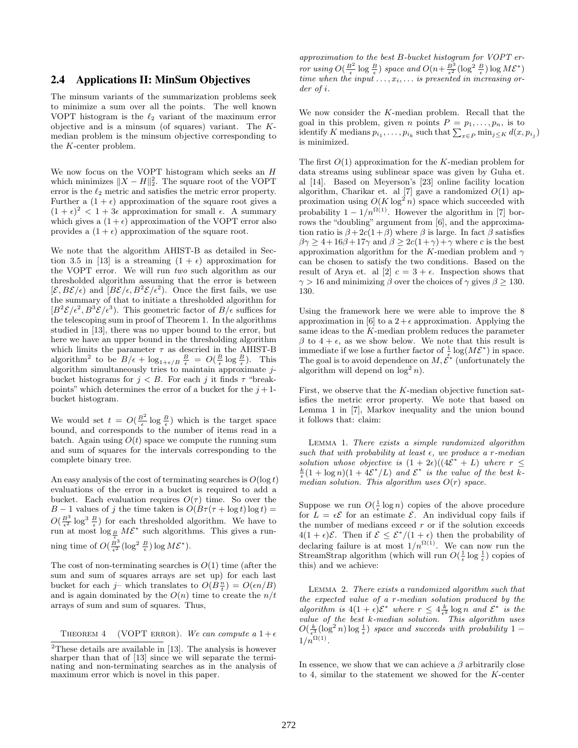## 2.4 Applications II: MinSum Objectives

The minsum variants of the summarization problems seek to minimize a sum over all the points. The well known VOPT histogram is the $\ell_2$ variant of the maximum error objective and is a minsum (of squares) variant. The $K$-median problem is the minsum objective corresponding to the $K$-center problem.

We now focus on the VOPT histogram which seeks an $H$ which minimizes $\|X - H\|_2^2$. The square root of the VOPT error is the $\ell_2$ metric and satisfies the metric error property. Further a $(1+\epsilon)$ approximation of the square root gives a $(1+\epsilon)^2 < 1 + 3\epsilon$ approximation for small $\epsilon$. A summary which gives a $(1+\epsilon)$ approximation of the VOPT error also provides a $(1+\epsilon)$ approximation of the square root.

We note that the algorithm AHIST-B as detailed in Section 3.5 in [13] is a streaming $(1+\epsilon)$ approximation for the VOPT error. We will run *two* such algorithm as our thresholded algorithm assuming that the error is between $[\mathcal{E}, B\mathcal{E}/\epsilon)$ and $[B\mathcal{E}/\epsilon, B^2\mathcal{E}/\epsilon^2)$. Once the first fails, we use the summary of that to initiate a thresholded algorithm for $[B^2\mathcal{E}/\epsilon^2, B^3\mathcal{E}/\epsilon^3)$. This geometric factor of $B/\epsilon$ suffices for the telescoping sum in proof of Theorem 1. In the algorithms studied in [13], there was no upper bound to the error, but here we have an upper bound in the thresholding algorithm which limits the parameter $\tau$ as descried in the AHIST-B algorithm[2] to be $B/\epsilon + \log_{1+\epsilon/B} \frac{B}{\epsilon} = O(\frac{B}{\epsilon} \log \frac{B}{\epsilon})$. This algorithm simultaneously tries to maintain approximate $j$-bucket histograms for $j < B$. For each $j$ it finds $\tau$ "breakpoints" which determines the error of a bucket for the $j+1$-bucket histogram.

We would set $t = O(\frac{B^2}{\epsilon} \log \frac{B}{\epsilon})$ which is the target space bound, and corresponds to the number of items read in a batch. Again using $O(t)$ space we compute the running sum and sum of squares for the intervals corresponding to the complete binary tree.

An easy analysis of the cost of terminating searches is $O(\log t)$ evaluations of the error in a bucket is required to add a bucket. Each evaluation requires $O(\tau)$ time. So over the $B-1$ values of $j$ the time taken is $O(B\tau(\tau + \log t)\log t) = O(\frac{B^3}{\epsilon^2} \log^3 \frac{B}{\epsilon})$ for each thresholded algorithm. We have to run at most $\log_{\frac{B}{\epsilon}} M\mathcal{E}^*$ such algorithms. This gives a running time of $O(\frac{B^3}{\epsilon^2}(\log^2 \frac{B}{\epsilon}) \log M\mathcal{E}^*)$.

The cost of non-terminating searches is $O(1)$ time (after the sum and sum of squares arrays are set up) for each last bucket for each $j$– which translates to $O(B\frac{n}{t}) = O(\epsilon n/B)$ and is again dominated by the $O(n)$ time to create the $n/t$ arrays of sum and sum of squares. Thus,

Theorem 4 (VOPT error). *We can compute a $1+\epsilon$ approximation to the best $B$-bucket histogram for VOPT error using $O(\frac{B^2}{\epsilon} \log \frac{B}{\epsilon})$ space and $O(n + \frac{B^3}{\epsilon^2}(\log^2 \frac{B}{\epsilon}) \log M\mathcal{E}^*)$ time when the input $\ldots, x_i, \ldots$ is presented in increasing order of $i$.*

We now consider the $K$-median problem. Recall that the goal in this problem, given $n$ points $P = p_1, \ldots, p_n$, is to identify $K$ medians $p_{i_1}, \ldots, p_{i_k}$ such that $\sum_{x \in P} \min_{j \le K} d(x, p_{i_j})$ is minimized.

The first $O(1)$ approximation for the $K$-median problem for data streams using sublinear space was given by Guha et. al [14]. Based on Meyerson's [23] online facility location algorithm, Charikar et. al [7] gave a randomized $O(1)$ approximation using $O(K \log^2 n)$ space which succeeded with probability $1 - 1/n^{\Omega(1)}$. However the algorithm in [7] borrows the "doubling" argument from [6], and the approximation ratio is $\beta + 2c(1+\beta)$ where $\beta$ is large. In fact $\beta$ satisfies $\beta\gamma \ge 4 + 16\beta + 17\gamma$ and $\beta \ge 2c(1+\gamma) + \gamma$ where $c$ is the best approximation algorithm for the $K$-median problem and $\gamma$ can be chosen to satisfy the two conditions. Based on the result of Arya et. al [2] $c = 3 + \epsilon$. Inspection shows that $\gamma > 16$ and minimizing $\beta$ over the choices of $\gamma$ gives $\beta \ge 130$. 130.

Using the framework here we were able to improve the 8 approximation in [6] to a $2+\epsilon$ approximation. Applying the same ideas to the $K$-median problem reduces the parameter $\beta$ to $4+\epsilon$, as we show below. We note that this result is immediate if we lose a further factor of $\frac{1}{\epsilon}\log(M\mathcal{E}^*)$ in space. The goal is to avoid dependence on $M, \mathcal{E}^*$ (unfortunately the algorithm will depend on $\log^2 n$).

First, we observe that the $K$-median objective function satisfies the metric error property. We note that based on Lemma 1 in [7], Markov inequality and the union bound it follows that: claim:

Lemma 1. *There exists a simple randomized algorithm such that with probability at least $\epsilon$, we produce a $r$-median solution whose objective is $(1+2\epsilon)((4\mathcal{E}^* + L)$ where $r \le \frac{k}{\epsilon}(1 + \log n)(1 + 4\mathcal{E}^*/L)$ and $\mathcal{E}^*$ is the value of the best $k$-median solution. This algorithm uses $O(r)$ space.*

Suppose we run $O(\frac{1}{\epsilon}\log n)$ copies of the above procedure for $L = \epsilon\mathcal{E}$ for an estimate $\mathcal{E}$. An individual copy fails if the number of medians exceed $r$ or if the solution exceeds $4(1+\epsilon)\mathcal{E}$. Then if $\mathcal{E} \le \mathcal{E}^*/(1+\epsilon)$ then the probability of declaring failure is at most $1/n^{\Omega(1)}$. We can now run the StreamStrap algorithm (which will run $O(\frac{1}{\epsilon}\log\frac{1}{\epsilon})$ copies of this) and we achieve:

Lemma 2. *There exists a randomized algorithm such that the expected value of a $r$-median solution produced by the algorithm is $4(1+\epsilon)\mathcal{E}^*$ where $r \le 4\frac{k}{\epsilon^2}\log n$ and $\mathcal{E}^*$ is the value of the best $k$-median solution. This algorithm uses $O(\frac{k}{\epsilon^3}(\log^2 n)\log\frac{1}{\epsilon})$ space and succeeds with probability $1 - 1/n^{\Omega(1)}$.*

In essence, we show that we can achieve a $\beta$ arbitrarily close to 4, similar to the statement we showed for the $K$-center

[2] These details are available in [13]. The analysis is however sharper than that of [13] since we will separate the terminating and non-terminating searches as in the analysis of maximum error which is novel in this paper.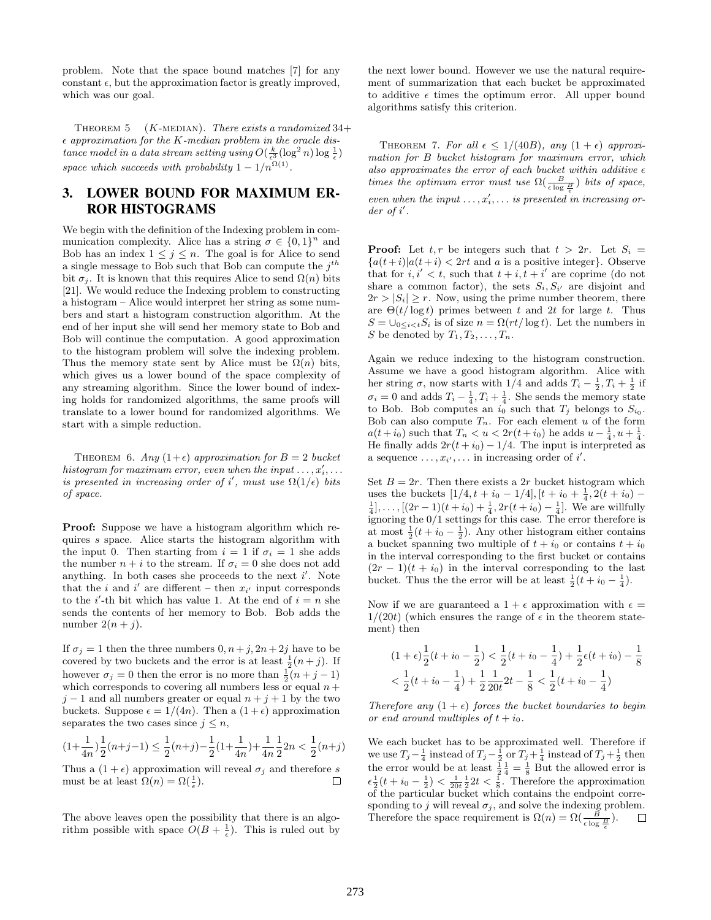problem. Note that the space bound matches [7] for any constant $\epsilon$, but the approximation factor is greatly improved, which was our goal.

THEOREM 5 ($K$-MEDIAN). *There exists a randomized $34+\epsilon$ approximation for the $K$-median problem in the oracle distance model in a data stream setting using $O(\frac{k}{\epsilon^3}(\log^2 n)\log\frac{1}{\epsilon})$ space which succeeds with probability $1-1/n^{\Omega(1)}$.*

## 3. LOWER BOUND FOR MAXIMUM ERROR HISTOGRAMS

We begin with the definition of the Indexing problem in communication complexity. Alice has a string $\sigma \in \{0,1\}^n$ and Bob has an index $1 \le j \le n$. The goal is for Alice to send a single message to Bob such that Bob can compute the $j^{th}$ bit $\sigma_j$. It is known that this requires Alice to send $\Omega(n)$ bits [21]. We would reduce the Indexing problem to constructing a histogram – Alice would interpret her string as some numbers and start a histogram construction algorithm. At the end of her input she will send her memory state to Bob and Bob will continue the computation. A good approximation to the histogram problem will solve the indexing problem. Thus the memory state sent by Alice must be $\Omega(n)$ bits, which gives us a lower bound of the space complexity of any streaming algorithm. Since the lower bound of indexing holds for randomized algorithms, the same proofs will translate to a lower bound for randomized algorithms. We start with a simple reduction.

THEOREM 6. *Any $(1+\epsilon)$ approximation for $B = 2$ bucket histogram for maximum error, even when the input $\ldots, x'_i, \ldots$ is presented in increasing order of $i'$, must use $\Omega(1/\epsilon)$ bits of space.*

**Proof:** Suppose we have a histogram algorithm which requires $s$ space. Alice starts the histogram algorithm with the input 0. Then starting from $i = 1$ if $\sigma_i = 1$ she adds the number $n+i$ to the stream. If $\sigma_i = 0$ she does not add anything. In both cases she proceeds to the next $i'$. Note that the $i$ and $i'$ are different – then $x_{i'}$ input corresponds to the $i'$-th bit which has value 1. At the end of $i = n$ she sends the contents of her memory to Bob. Bob adds the number $2(n+j)$.

If $\sigma_j = 1$ then the three numbers $0, n+j, 2n+2j$ have to be covered by two buckets and the error is at least $\frac{1}{2}(n+j)$. If however $\sigma_j = 0$ then the error is no more than $\frac{1}{2}(n+j-1)$ which corresponds to covering all numbers less or equal $n+j-1$ and all numbers greater or equal $n+j+1$ by the two buckets. Suppose $\epsilon = 1/(4n)$. Then a $(1+\epsilon)$ approximation separates the two cases since $j \le n$,

$$(1+\frac{1}{4n})\frac{1}{2}(n+j-1) \le \frac{1}{2}(n+j) - \frac{1}{2}(1+\frac{1}{4n}) + \frac{1}{4n}\frac{1}{2}2n < \frac{1}{2}(n+j)$$

Thus a $(1+\epsilon)$ approximation will reveal $\sigma_j$ and therefore $s$ must be at least $\Omega(n) = \Omega(\frac{1}{\epsilon})$. $\square$

The above leaves open the possibility that there is an algorithm possible with space $O(B + \frac{1}{\epsilon})$. This is ruled out by the next lower bound. However we use the natural requirement of summarization that each bucket be approximated to additive $\epsilon$ times the optimum error. All upper bound algorithms satisfy this criterion.

THEOREM 7. *For all $\epsilon \le 1/(40B)$, any $(1+\epsilon)$ approximation for $B$ bucket histogram for maximum error, which also approximates the error of each bucket within additive $\epsilon$ times the optimum error must use $\Omega(\frac{B}{\epsilon \log \frac{B}{\epsilon}})$ bits of space, even when the input $\ldots, x'_i, \ldots$ is presented in increasing order of $i'$.*

**Proof:** Let $t, r$ be integers such that $t > 2r$. Let $S_i = \{a(t+i) | a(t+i) < 2rt$ and $a$ is a positive integer$\}$. Observe that for $i, i' < t$, such that $t+i, t+i'$ are coprime (do not share a common factor), the sets $S_i, S_{i'}$ are disjoint and $2r > |S_i| \ge r$. Now, using the prime number theorem, there are $\Theta(t/\log t)$ primes between $t$ and $2t$ for large $t$. Thus $S = \cup_{0 \le i < t} S_i$ is of size $n = \Omega(rt/\log t)$. Let the numbers in $S$ be denoted by $T_1, T_2, \ldots, T_n$.

Again we reduce indexing to the histogram construction. Assume we have a good histogram algorithm. Alice with her string $\sigma$, now starts with $1/4$ and adds $T_i - \frac{1}{2}, T_i + \frac{1}{2}$ if $\sigma_i = 0$ and adds $T_i - \frac{1}{4}, T_i + \frac{1}{4}$. She sends the memory state to Bob. Bob computes an $i_0$ such that $T_j$ belongs to $S_{i_0}$. Bob can also compute $T_n$. For each element $u$ of the form $a(t+i_0)$ such that $T_n < u < 2r(t+i_0)$ he adds $u - \frac{1}{4}, u + \frac{1}{4}$. He finally adds $2r(t+i_0) - 1/4$. The input is interpreted as a sequence $\ldots, x_{i'}, \ldots$ in increasing order of $i'$.

Set $B = 2r$. Then there exists a $2r$ bucket histogram which uses the buckets $[1/4, t+i_0 - 1/4], [t+i_0+\frac{1}{4}, 2(t+i_0) - \frac{1}{4}], \ldots, [(2r-1)(t+i_0) + \frac{1}{4}, 2r(t+i_0) - \frac{1}{4}]$. We are willfully ignoring the 0/1 settings for this case. The error therefore is at most $\frac{1}{2}(t+i_0-\frac{1}{2})$. Any other histogram either contains a bucket spanning two multiple of $t+i_0$ or contains $t+i_0$ in the interval corresponding to the first bucket or contains $(2r-1)(t+i_0)$ in the interval corresponding to the last bucket. Thus the the error will be at least $\frac{1}{2}(t+i_0-\frac{1}{4})$.

Now if we are guaranteed a $1+\epsilon$ approximation with $\epsilon = 1/(20t)$ (which ensures the range of $\epsilon$ in the theorem statement) then

$$(1+\epsilon)\frac{1}{2}(t+i_0-\frac{1}{2}) < \frac{1}{2}(t+i_0-\frac{1}{4}) + \frac{1}{2}\epsilon(t+i_0) - \frac{1}{8}$$
$$< \frac{1}{2}(t+i_0-\frac{1}{4}) + \frac{1}{2}\frac{1}{20t}2t - \frac{1}{8} < \frac{1}{2}(t+i_0-\frac{1}{4})$$

*Therefore any $(1+\epsilon)$ forces the bucket boundaries to begin or end around multiples of $t+i_0$.*

We each bucket has to be approximated well. Therefore if we use $T_j - \frac{1}{4}$ instead of $T_j - \frac{1}{2}$ or $T_j + \frac{1}{4}$ instead of $T_j + \frac{1}{2}$ then the error would be at least $\frac{1}{2}\frac{1}{4} = \frac{1}{8}$ But the allowed error is $\epsilon\frac{1}{2}(t+i_0-\frac{1}{2}) < \frac{1}{20t}\frac{1}{2}2t < \frac{1}{8}$. Therefore the approximation of the particular bucket which contains the endpoint corresponding to $j$ will reveal $\sigma_j$, and solve the indexing problem. Therefore the space requirement is $\Omega(n) = \Omega(\frac{B}{\epsilon \log \frac{B}{\epsilon}})$. $\square$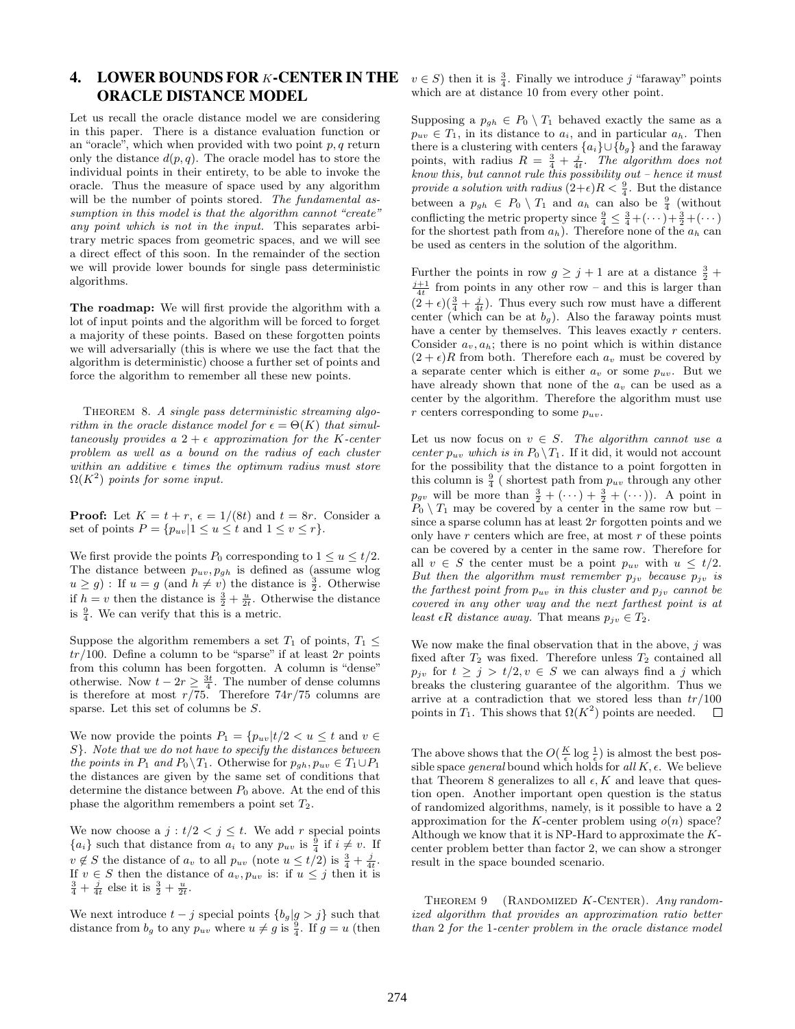## 4. LOWER BOUNDS FOR $K$-CENTER IN THE ORACLE DISTANCE MODEL

Let us recall the oracle distance model we are considering in this paper. There is a distance evaluation function or an "oracle", which when provided with two point $p, q$ return only the distance $d(p, q)$. The oracle model has to store the individual points in their entirety, to be able to invoke the oracle. Thus the measure of space used by any algorithm will be the number of points stored. *The fundamental assumption in this model is that the algorithm cannot "create" any point which is not in the input.* This separates arbitrary metric spaces from geometric spaces, and we will see a direct effect of this soon. In the remainder of the section we will provide lower bounds for single pass deterministic algorithms.

**The roadmap:** We will first provide the algorithm with a lot of input points and the algorithm will be forced to forget a majority of these points. Based on these forgotten points we will adversarially (this is where we use the fact that the algorithm is deterministic) choose a further set of points and force the algorithm to remember all these new points.

THEOREM 8. *A single pass deterministic streaming algorithm in the oracle distance model for $\epsilon = \Theta(K)$ that simultaneously provides a $2 + \epsilon$ approximation for the $K$-center problem as well as a bound on the radius of each cluster within an additive $\epsilon$ times the optimum radius must store $\Omega(K^2)$ points for some input.*

**Proof:** Let $K = t + r$, $\epsilon = 1/(8t)$ and $t = 8r$. Consider a set of points $P = \{p_{uv} | 1 \le u \le t \text{ and } 1 \le v \le r\}$.

We first provide the points $P_0$ corresponding to $1 \le u \le t/2$. The distance between $p_{uv}, p_{gh}$ is defined as (assume wlog $u \ge g$) : If $u = g$ (and $h \ne v$) the distance is $\frac{3}{2}$. Otherwise if $h = v$ then the distance is $\frac{3}{2} + \frac{u}{2t}$. Otherwise the distance is $\frac{9}{4}$. We can verify that this is a metric.

Suppose the algorithm remembers a set $T_1$ of points, $T_1 \le tr/100$. Define a column to be "sparse" if at least $2r$ points from this column has been forgotten. A column is "dense" otherwise. Now $t - 2r \ge \frac{3t}{4}$. The number of dense columns is therefore at most $r/75$. Therefore $74r/75$ columns are sparse. Let this set of columns be $S$.

We now provide the points $P_1 = \{p_{uv} | t/2 < u \le t \text{ and } v \in S\}$. *Note that we do not have to specify the distances between the points in $P_1$ and $P_0 \setminus T_1$.* Otherwise for $p_{gh}, p_{uv} \in T_1 \cup P_1$ the distances are given by the same set of conditions that determine the distance between $P_0$ above. At the end of this phase the algorithm remembers a point set $T_2$.

We now choose a $j : t/2 < j \le t$. We add $r$ special points $\{a_i\}$ such that distance from $a_i$ to any $p_{uv}$ is $\frac{9}{4}$ if $i \ne v$. If $v \notin S$ the distance of $a_v$ to all $p_{uv}$ (note $u \le t/2$) is $\frac{3}{4} + \frac{j}{4t}$. If $v \in S$ then the distance of $a_v, p_{uv}$ is: if $u \le j$ then it is $\frac{3}{4} + \frac{j}{4t}$ else it is $\frac{3}{2} + \frac{u}{2t}$.

We next introduce $t - j$ special points $\{b_g | g > j\}$ such that distance from $b_g$ to any $p_{uv}$ where $u \ne g$ is $\frac{9}{4}$. If $g = u$ (then $v \in S$) then it is $\frac{3}{4}$. Finally we introduce $j$ "faraway" points which are at distance 10 from every other point.

Supposing a $p_{gh} \in P_0 \setminus T_1$ behaved exactly the same as a $p_{uv} \in T_1$, in its distance to $a_i$, and in particular $a_h$. Then there is a clustering with centers $\{a_i\} \cup \{b_g\}$ and the faraway points, with radius $R = \frac{3}{4} + \frac{j}{4t}$. *The algorithm does not know this, but cannot rule this possibility out – hence it must provide a solution with radius* $(2+\epsilon)R < \frac{9}{4}$. But the distance between a $p_{gh} \in P_0 \setminus T_1$ and $a_h$ can also be $\frac{9}{4}$ (without conflicting the metric property since $\frac{9}{4} \le \frac{3}{4} + (\cdots) + \frac{3}{2} + (\cdots)$ for the shortest path from $a_h$). Therefore none of the $a_h$ can be used as centers in the solution of the algorithm.

Further the points in row $g \ge j + 1$ are at a distance $\frac{3}{2} + \frac{j+1}{4t}$ from points in any other row – and this is larger than $(2 + \epsilon)(\frac{3}{4} + \frac{j}{4t})$. Thus every such row must have a different center (which can be at $b_g$). Also the faraway points must have a center by themselves. This leaves exactly $r$ centers. Consider $a_v, a_h$; there is no point which is within distance $(2 + \epsilon)R$ from both. Therefore each $a_v$ must be covered by a separate center which is either $a_v$ or some $p_{uv}$. But we have already shown that none of the $a_v$ can be used as a center by the algorithm. Therefore the algorithm must use $r$ centers corresponding to some $p_{uv}$.

Let us now focus on $v \in S$. *The algorithm cannot use a center $p_{uv}$ which is in $P_0 \setminus T_1$.* If it did, it would not account for the possibility that the distance to a point forgotten in this column is $\frac{9}{4}$ ( shortest path from $p_{uv}$ through any other $p_{gv}$ will be more than $\frac{3}{2} + (\cdots) + \frac{3}{2} + (\cdots)$). A point in $P_0 \setminus T_1$ may be covered by a center in the same row but – since a sparse column has at least $2r$ forgotten points and we only have $r$ centers which are free, at most $r$ of these points can be covered by a center in the same row. Therefore for all $v \in S$ the center must be a point $p_{uv}$ with $u \le t/2$. *But then the algorithm must remember $p_{jv}$ because $p_{jv}$ is the farthest point from $p_{uv}$ in this cluster and $p_{jv}$ cannot be covered in any other way and the next farthest point is at least $\epsilon R$ distance away.* That means $p_{jv} \in T_2$.

We now make the final observation that in the above, $j$ was fixed after $T_2$ was fixed. Therefore unless $T_2$ contained all $p_{jv}$ for $t \ge j > t/2, v \in S$ we can always find a $j$ which breaks the clustering guarantee of the algorithm. Thus we arrive at a contradiction that we stored less than $tr/100$ points in $T_1$. This shows that $\Omega(K^2)$ points are needed. $\square$

The above shows that the $O(\frac{K}{\epsilon} \log \frac{1}{\epsilon})$ is almost the best possible space *general* bound which holds for *all* $K, \epsilon$. We believe that Theorem 8 generalizes to all $\epsilon, K$ and leave that question open. Another important open question is the status of randomized algorithms, namely, is it possible to have a 2 approximation for the $K$-center problem using $o(n)$ space? Although we know that it is NP-Hard to approximate the $K$-center problem better than factor 2, we can show a stronger result in the space bounded scenario.

THEOREM 9 (RANDOMIZED $K$-CENTER). *Any randomized algorithm that provides an approximation ratio better than 2 for the 1-center problem in the oracle distance model*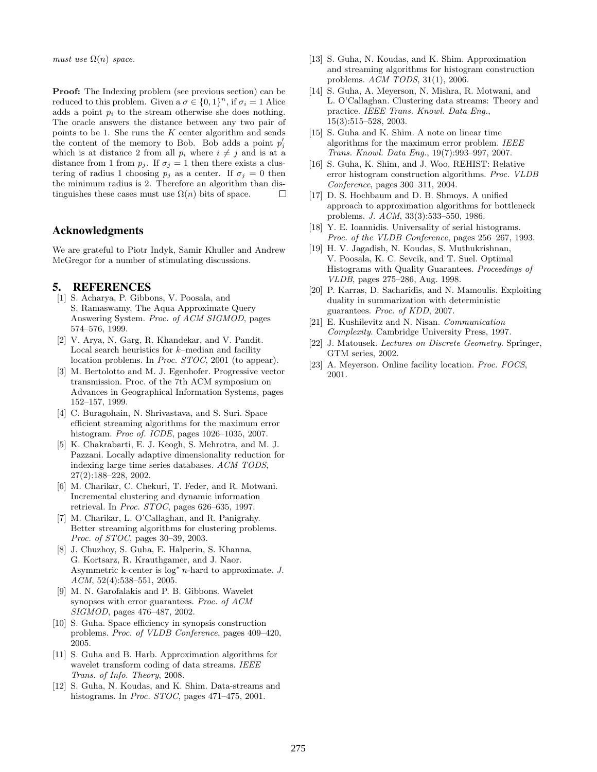*must use $\Omega(n)$ space.*

**Proof:** The Indexing problem (see previous section) can be reduced to this problem. Given a $\sigma \in \{0,1\}^n$, if $\sigma_i = 1$ Alice adds a point $p_i$ to the stream otherwise she does nothing. The oracle answers the distance between any two pair of points to be 1. She runs the $K$ center algorithm and sends the content of the memory to Bob. Bob adds a point $p'_j$ which is at distance 2 from all $p_i$ where $i \neq j$ and is at a distance from 1 from $p_j$. If $\sigma_j = 1$ then there exists a clustering of radius 1 choosing $p_j$ as a center. If $\sigma_j = 0$ then the minimum radius is 2. Therefore an algorithm than distinguishes these cases must use $\Omega(n)$ bits of space. □

## Acknowledgments

We are grateful to Piotr Indyk, Samir Khuller and Andrew McGregor for a number of stimulating discussions.

## 5. REFERENCES

[1] S. Acharya, P. Gibbons, V. Poosala, and S. Ramaswamy. The Aqua Approximate Query Answering System. *Proc. of ACM SIGMOD*, pages 574–576, 1999.

[2] V. Arya, N. Garg, R. Khandekar, and V. Pandit. Local search heuristics for $k$–median and facility location problems. In *Proc. STOC*, 2001 (to appear).

[3] M. Bertolotto and M. J. Egenhofer. Progressive vector transmission. Proc. of the 7th ACM symposium on Advances in Geographical Information Systems, pages 152–157, 1999.

[4] C. Buragohain, N. Shrivastava, and S. Suri. Space efficient streaming algorithms for the maximum error histogram. *Proc of. ICDE*, pages 1026–1035, 2007.

[5] K. Chakrabarti, E. J. Keogh, S. Mehrotra, and M. J. Pazzani. Locally adaptive dimensionality reduction for indexing large time series databases. *ACM TODS*, 27(2):188–228, 2002.

[6] M. Charikar, C. Chekuri, T. Feder, and R. Motwani. Incremental clustering and dynamic information retrieval. In *Proc. STOC*, pages 626–635, 1997.

[7] M. Charikar, L. O'Callaghan, and R. Panigrahy. Better streaming algorithms for clustering problems. *Proc. of STOC*, pages 30–39, 2003.

[8] J. Chuzhoy, S. Guha, E. Halperin, S. Khanna, G. Kortsarz, R. Krauthgamer, and J. Naor. Asymmetric k-center is $\log^* n$-hard to approximate. *J. ACM*, 52(4):538–551, 2005.

[9] M. N. Garofalakis and P. B. Gibbons. Wavelet synopses with error guarantees. *Proc. of ACM SIGMOD*, pages 476–487, 2002.

[10] S. Guha. Space efficiency in synopsis construction problems. *Proc. of VLDB Conference*, pages 409–420, 2005.

[11] S. Guha and B. Harb. Approximation algorithms for wavelet transform coding of data streams. *IEEE Trans. of Info. Theory*, 2008.

[12] S. Guha, N. Koudas, and K. Shim. Data-streams and histograms. In *Proc. STOC*, pages 471–475, 2001.

[13] S. Guha, N. Koudas, and K. Shim. Approximation and streaming algorithms for histogram construction problems. *ACM TODS*, 31(1), 2006.

[14] S. Guha, A. Meyerson, N. Mishra, R. Motwani, and L. O'Callaghan. Clustering data streams: Theory and practice. *IEEE Trans. Knowl. Data Eng.*, 15(3):515–528, 2003.

[15] S. Guha and K. Shim. A note on linear time algorithms for the maximum error problem. *IEEE Trans. Knowl. Data Eng.*, 19(7):993–997, 2007.

[16] S. Guha, K. Shim, and J. Woo. REHIST: Relative error histogram construction algorithms. *Proc. VLDB Conference*, pages 300–311, 2004.

[17] D. S. Hochbaum and D. B. Shmoys. A unified approach to approximation algorithms for bottleneck problems. *J. ACM*, 33(3):533–550, 1986.

[18] Y. E. Ioannidis. Universality of serial histograms. *Proc. of the VLDB Conference*, pages 256–267, 1993.

[19] H. V. Jagadish, N. Koudas, S. Muthukrishnan, V. Poosala, K. C. Sevcik, and T. Suel. Optimal Histograms with Quality Guarantees. *Proceedings of VLDB*, pages 275–286, Aug. 1998.

[20] P. Karras, D. Sacharidis, and N. Mamoulis. Exploiting duality in summarization with deterministic guarantees. *Proc. of KDD*, 2007.

[21] E. Kushilevitz and N. Nisan. *Communication Complexity*. Cambridge University Press, 1997.

[22] J. Matousek. *Lectures on Discrete Geometry*. Springer, GTM series, 2002.

[23] A. Meyerson. Online facility location. *Proc. FOCS*, 2001.